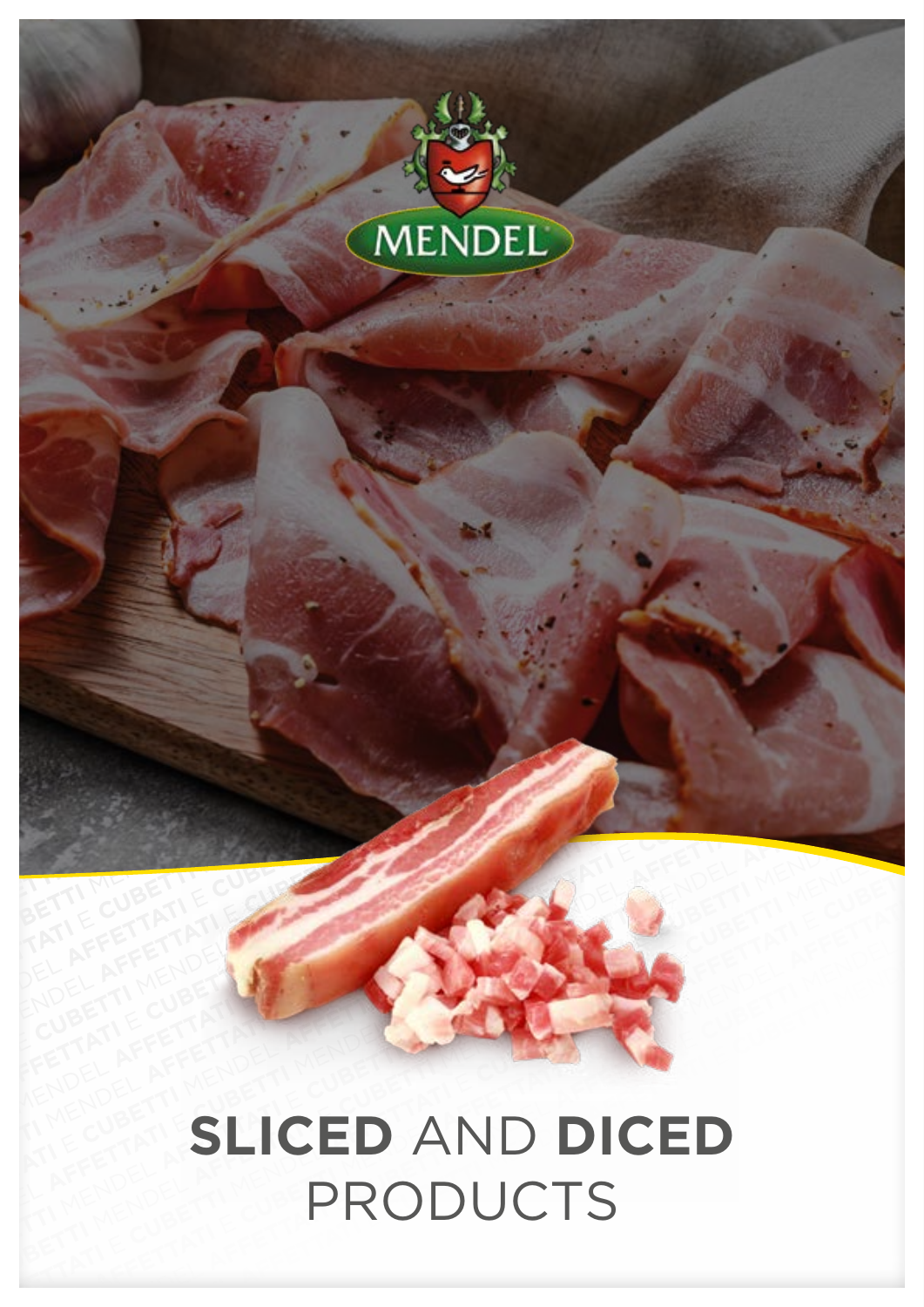MENDEL

# SLICED AND DICED PRODUCTS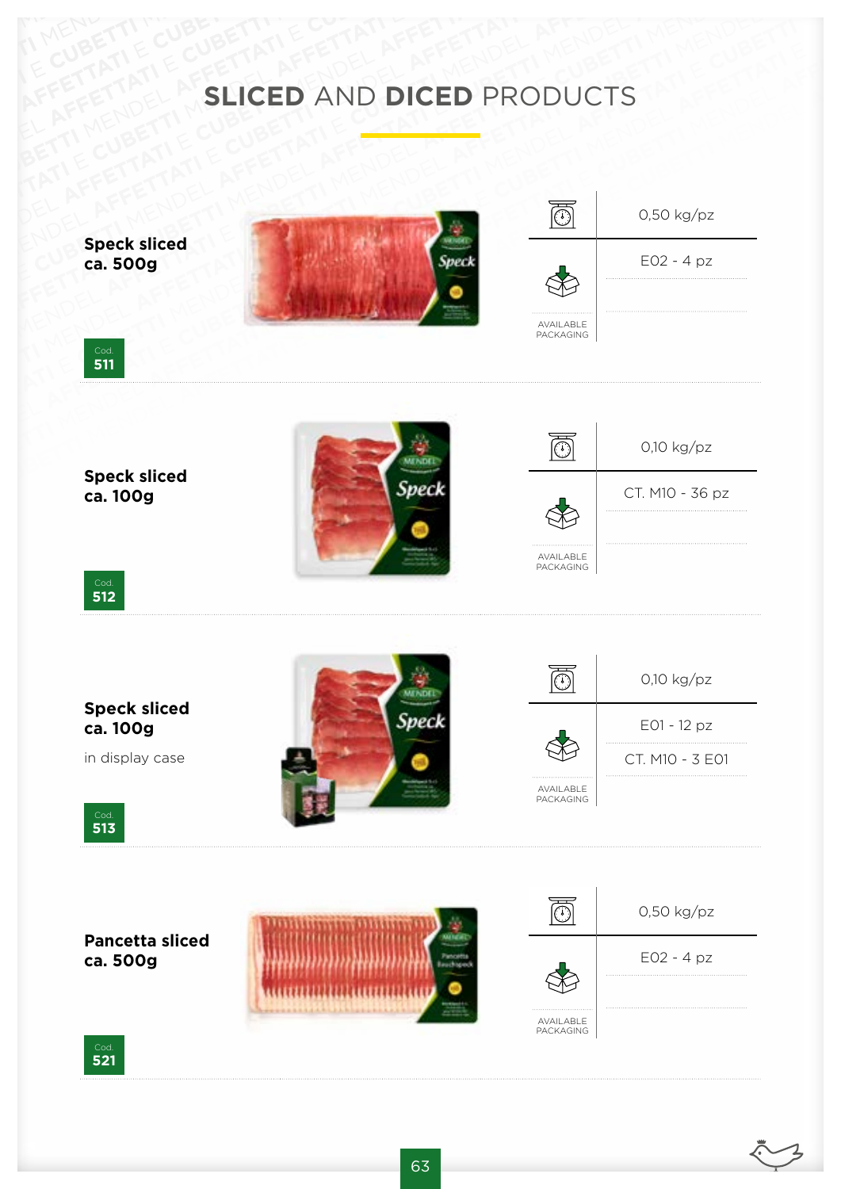# SLICED AND DICED PRODUCTS

**Speck sliced**
**ca. 500g**

Cod. **511**

| | |
|---|---|
| | 0,50 kg/pz |
| AVAILABLE PACKAGING | E02 - 4 pz |

**Speck sliced**
**ca. 100g**

Cod. **512**

| | |
|---|---|
| | 0,10 kg/pz |
| AVAILABLE PACKAGING | CT. M10 - 36 pz |

**Speck sliced**
**ca. 100g**

in display case

Cod. **513**

| | |
|---|---|
| | 0,10 kg/pz |
| AVAILABLE PACKAGING | E01 - 12 pz |
| | CT. M10 - 3 E01 |

**Pancetta sliced**
**ca. 500g**

Cod. **521**

| | |
|---|---|
| | 0,50 kg/pz |
| AVAILABLE PACKAGING | E02 - 4 pz |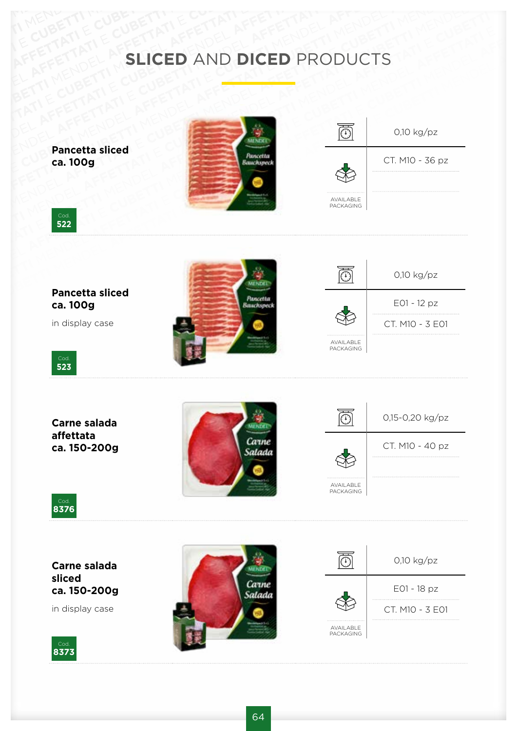# SLICED AND DICED PRODUCTS

**Pancetta sliced ca. 100g**

Cod. **522**

| | |
|---|---|
| Weight | 0,10 kg/pz |
| AVAILABLE PACKAGING | CT. M10 - 36 pz |

---

**Pancetta sliced ca. 100g**

in display case

Cod. **523**

| | |
|---|---|
| Weight | 0,10 kg/pz |
| AVAILABLE PACKAGING | E01 - 12 pz |
| | CT. M10 - 3 E01 |

---

**Carne salada affettata ca. 150-200g**

Cod. **8376**

| | |
|---|---|
| Weight | 0,15-0,20 kg/pz |
| AVAILABLE PACKAGING | CT. M10 - 40 pz |

---

**Carne salada sliced ca. 150-200g**

in display case

Cod. **8373**

| | |
|---|---|
| Weight | 0,10 kg/pz |
| AVAILABLE PACKAGING | E01 - 18 pz |
| | CT. M10 - 3 E01 |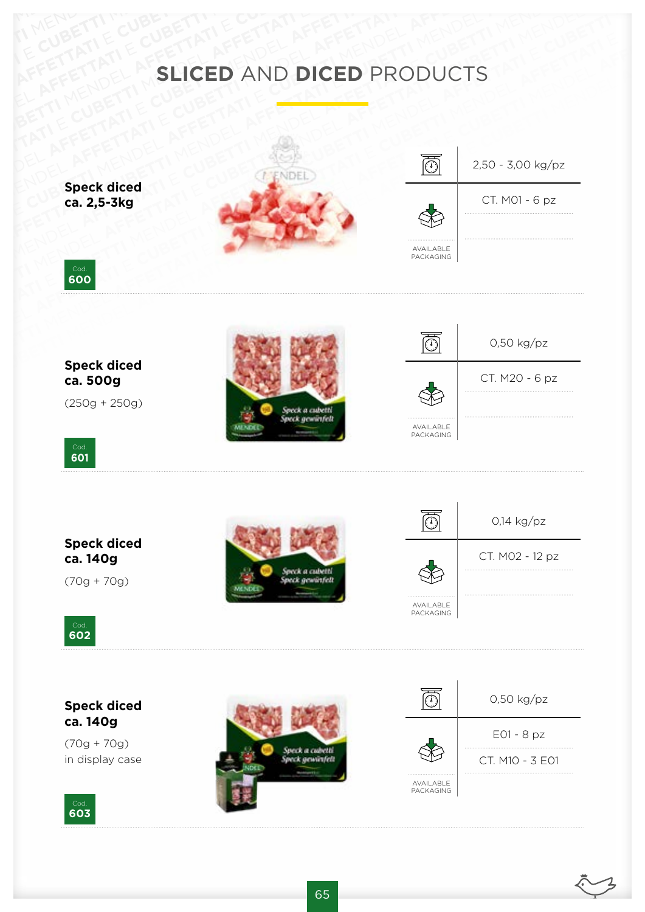# **SLICED** AND **DICED** PRODUCTS

**Speck diced**
**ca. 2,5-3kg**

Cod.
**600**

| | |
|---|---|
| | 2,50 - 3,00 kg/pz |
| AVAILABLE PACKAGING | CT. M01 - 6 pz |

**Speck diced**
**ca. 500g**

(250g + 250g)

Cod.
**601**

| | |
|---|---|
| | 0,50 kg/pz |
| AVAILABLE PACKAGING | CT. M20 - 6 pz |

**Speck diced**
**ca. 140g**

(70g + 70g)

Cod.
**602**

| | |
|---|---|
| | 0,14 kg/pz |
| AVAILABLE PACKAGING | CT. M02 - 12 pz |

**Speck diced**
**ca. 140g**

(70g + 70g)
in display case

Cod.
**603**

| | |
|---|---|
| | 0,50 kg/pz |
| AVAILABLE PACKAGING | E01 - 8 pz |
| | CT. M10 - 3 E01 |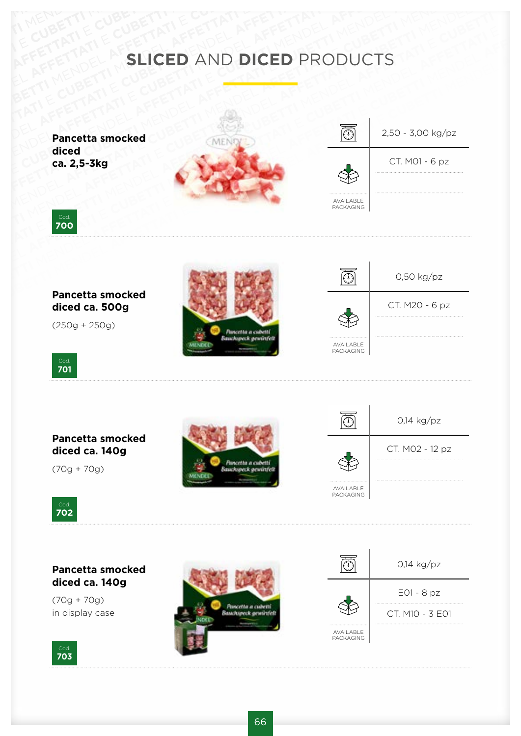# SLICED AND DICED PRODUCTS

**Pancetta smocked diced ca. 2,5-3kg**

Cod. **700**

| | |
|---|---|
| Weight | 2,50 - 3,00 kg/pz |
| AVAILABLE PACKAGING | CT. M01 - 6 pz |

**Pancetta smocked diced ca. 500g**

(250g + 250g)

Cod. **701**

| | |
|---|---|
| Weight | 0,50 kg/pz |
| AVAILABLE PACKAGING | CT. M20 - 6 pz |

**Pancetta smocked diced ca. 140g**

(70g + 70g)

Cod. **702**

| | |
|---|---|
| Weight | 0,14 kg/pz |
| AVAILABLE PACKAGING | CT. M02 - 12 pz |

**Pancetta smocked diced ca. 140g**

(70g + 70g)
in display case

Cod. **703**

| | |
|---|---|
| Weight | 0,14 kg/pz |
| AVAILABLE PACKAGING | E01 - 8 pz |
| | CT. M10 - 3 E01 |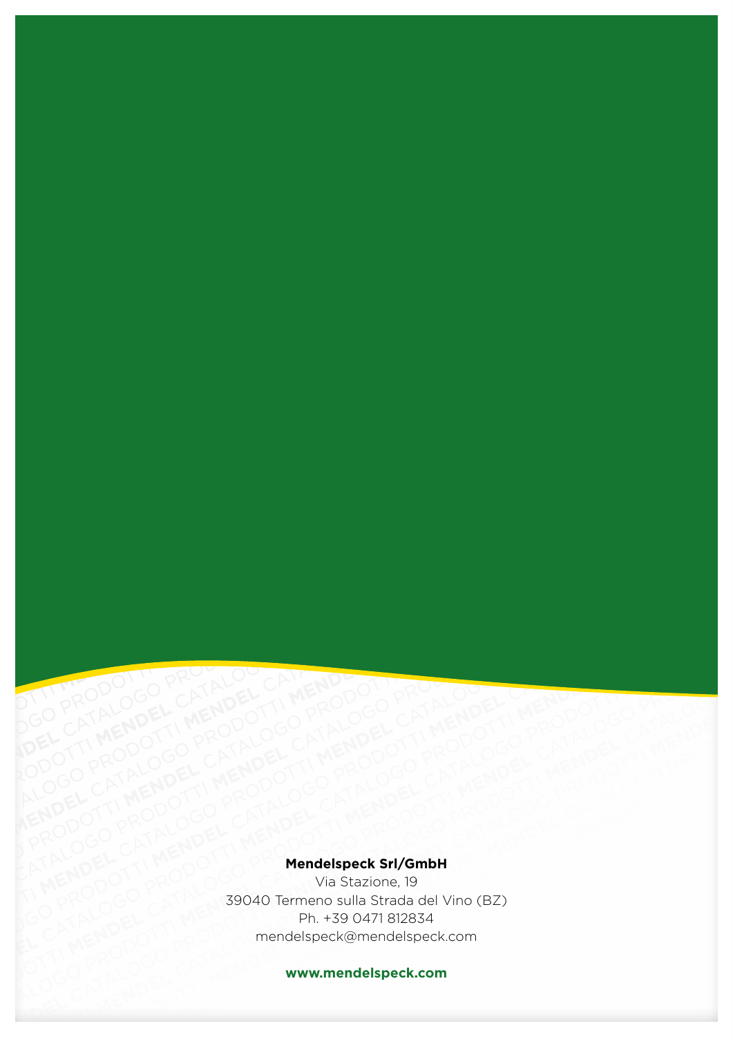**Mendelspeck Srl/GmbH**
Via Stazione, 19
39040 Termeno sulla Strada del Vino (BZ)
Ph. +39 0471 812834
mendelspeck@mendelspeck.com

**www.mendelspeck.com**